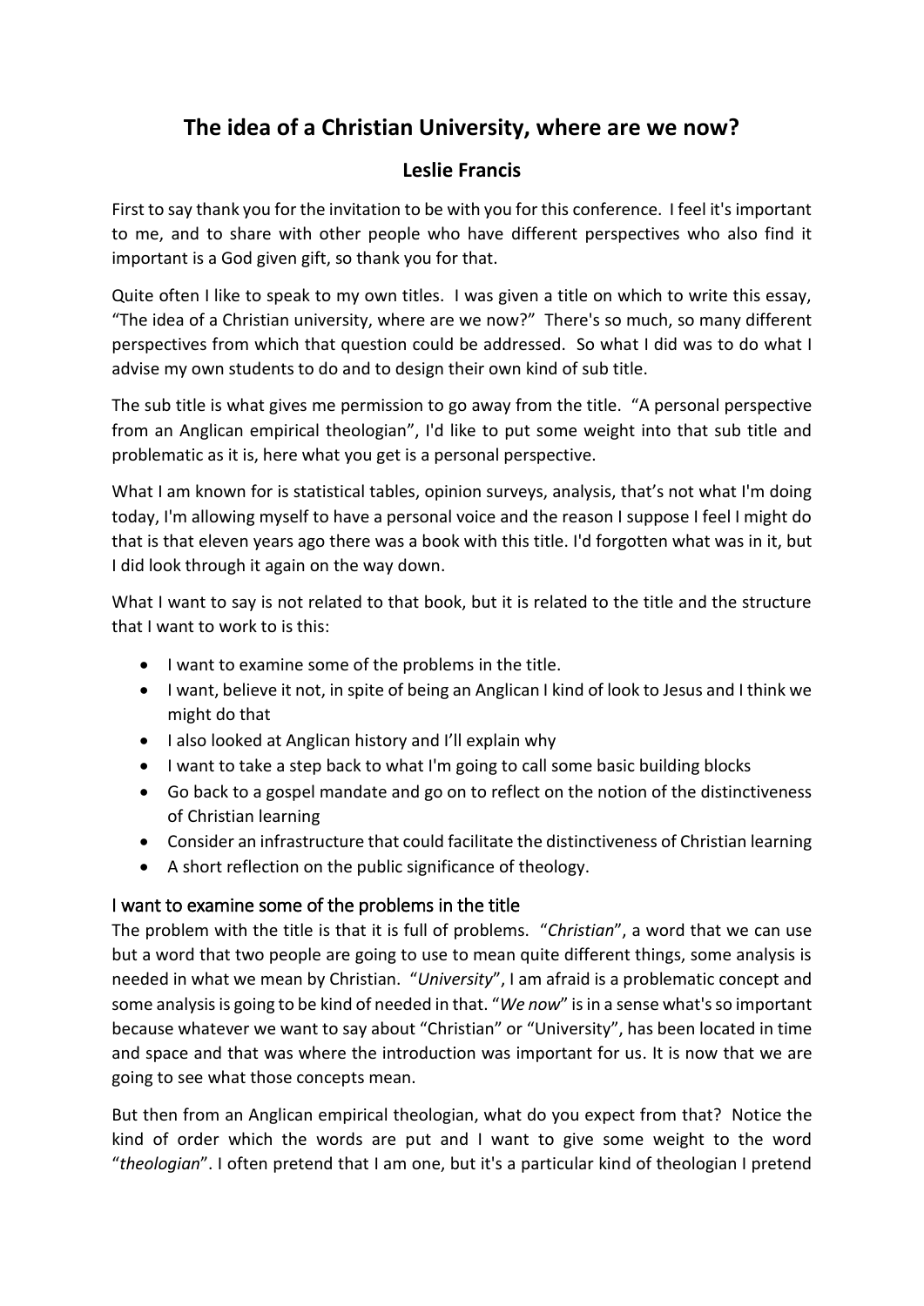# The idea of a Christian University, where are we now?

## Leslie Francis

First to say thank you for the invitation to be with you for this conference. I feel it's important to me, and to share with other people who have different perspectives who also find it important is a God given gift, so thank you for that.

Quite often I like to speak to my own titles. I was given a title on which to write this essay, "The idea of a Christian university, where are we now?" There's so much, so many different perspectives from which that question could be addressed. So what I did was to do what I advise my own students to do and to design their own kind of sub title.

The sub title is what gives me permission to go away from the title. "A personal perspective from an Anglican empirical theologian", I'd like to put some weight into that sub title and problematic as it is, here what you get is a personal perspective.

What I am known for is statistical tables, opinion surveys, analysis, that's not what I'm doing today, I'm allowing myself to have a personal voice and the reason I suppose I feel I might do that is that eleven years ago there was a book with this title. I'd forgotten what was in it, but I did look through it again on the way down.

What I want to say is not related to that book, but it is related to the title and the structure that I want to work to is this:

- I want to examine some of the problems in the title.
- I want, believe it not, in spite of being an Anglican I kind of look to Jesus and I think we might do that
- I also looked at Anglican history and I'll explain why
- I want to take a step back to what I'm going to call some basic building blocks
- Go back to a gospel mandate and go on to reflect on the notion of the distinctiveness of Christian learning
- Consider an infrastructure that could facilitate the distinctiveness of Christian learning
- A short reflection on the public significance of theology.

### I want to examine some of the problems in the title

The problem with the title is that it is full of problems. "*Christian*", a word that we can use but a word that two people are going to use to mean quite different things, some analysis is needed in what we mean by Christian. "*University*", I am afraid is a problematic concept and some analysis is going to be kind of needed in that. "*We now*" is in a sense what's so important because whatever we want to say about "Christian" or "University", has been located in time and space and that was where the introduction was important for us. It is now that we are going to see what those concepts mean.

But then from an Anglican empirical theologian, what do you expect from that? Notice the kind of order which the words are put and I want to give some weight to the word "*theologian*". I often pretend that I am one, but it's a particular kind of theologian I pretend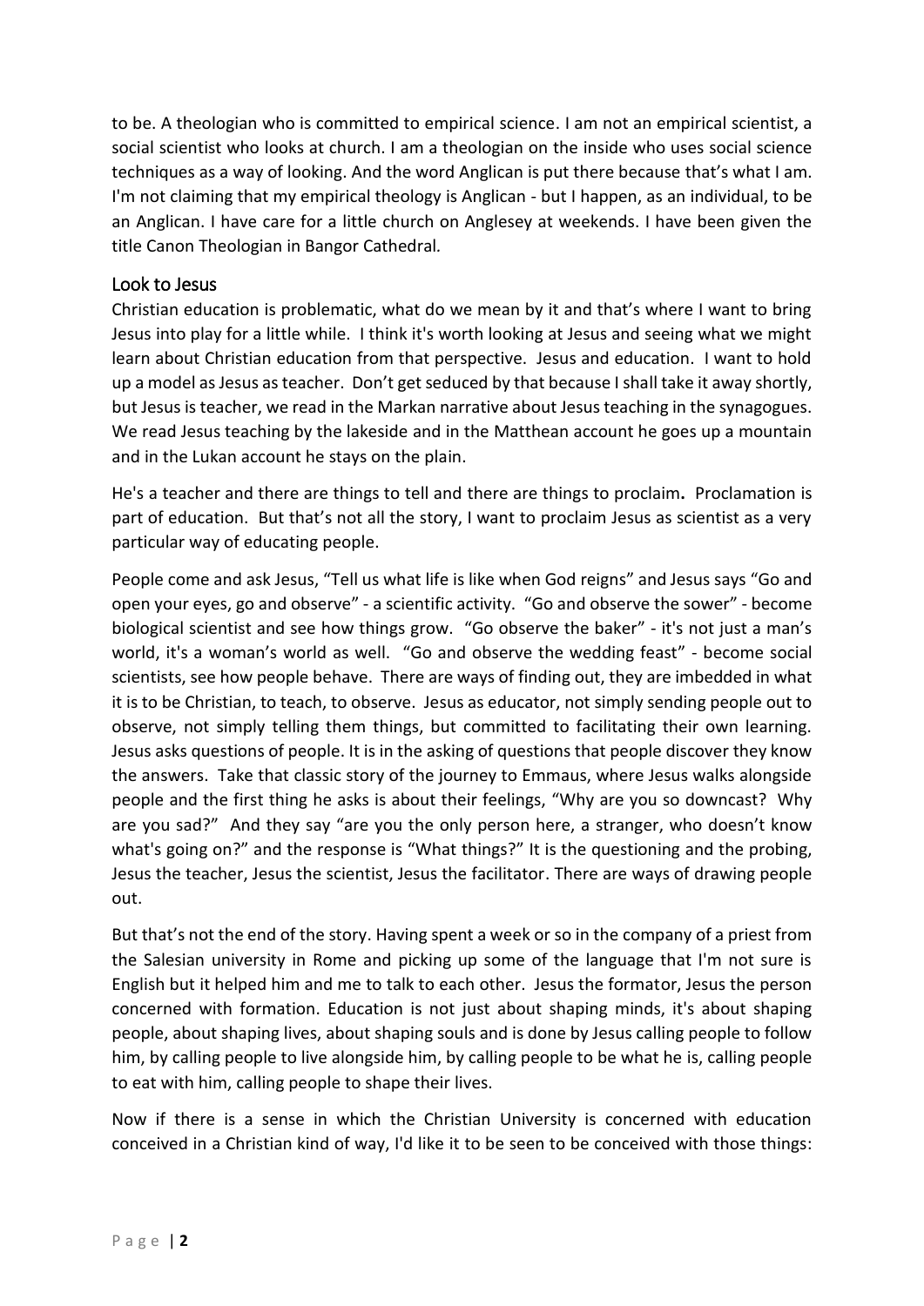to be. A theologian who is committed to empirical science. I am not an empirical scientist, a social scientist who looks at church. I am a theologian on the inside who uses social science techniques as a way of looking. And the word Anglican is put there because that's what I am. I'm not claiming that my empirical theology is Anglican - but I happen, as an individual, to be an Anglican. I have care for a little church on Anglesey at weekends. I have been given the title Canon Theologian in Bangor Cathedral.

## Look to Jesus

Christian education is problematic, what do we mean by it and that's where I want to bring Jesus into play for a little while. I think it's worth looking at Jesus and seeing what we might learn about Christian education from that perspective. Jesus and education. I want to hold up a model as Jesus as teacher. Don't get seduced by that because I shall take it away shortly, but Jesus is teacher, we read in the Markan narrative about Jesus teaching in the synagogues. We read Jesus teaching by the lakeside and in the Matthean account he goes up a mountain and in the Lukan account he stays on the plain.

He's a teacher and there are things to tell and there are things to proclaim**.** Proclamation is part of education. But that's not all the story, I want to proclaim Jesus as scientist as a very particular way of educating people.

People come and ask Jesus, "Tell us what life is like when God reigns" and Jesus says "Go and open your eyes, go and observe" - a scientific activity. "Go and observe the sower" - become biological scientist and see how things grow. "Go observe the baker" - it's not just a man's world, it's a woman's world as well. "Go and observe the wedding feast" - become social scientists, see how people behave. There are ways of finding out, they are imbedded in what it is to be Christian, to teach, to observe. Jesus as educator, not simply sending people out to observe, not simply telling them things, but committed to facilitating their own learning. Jesus asks questions of people. It is in the asking of questions that people discover they know the answers. Take that classic story of the journey to Emmaus, where Jesus walks alongside people and the first thing he asks is about their feelings, "Why are you so downcast? Why are you sad?" And they say "are you the only person here, a stranger, who doesn't know what's going on?" and the response is "What things?" It is the questioning and the probing, Jesus the teacher, Jesus the scientist, Jesus the facilitator. There are ways of drawing people out.

But that's not the end of the story. Having spent a week or so in the company of a priest from the Salesian university in Rome and picking up some of the language that I'm not sure is English but it helped him and me to talk to each other. Jesus the formator, Jesus the person concerned with formation. Education is not just about shaping minds, it's about shaping people, about shaping lives, about shaping souls and is done by Jesus calling people to follow him, by calling people to live alongside him, by calling people to be what he is, calling people to eat with him, calling people to shape their lives.

Now if there is a sense in which the Christian University is concerned with education conceived in a Christian kind of way, I'd like it to be seen to be conceived with those things: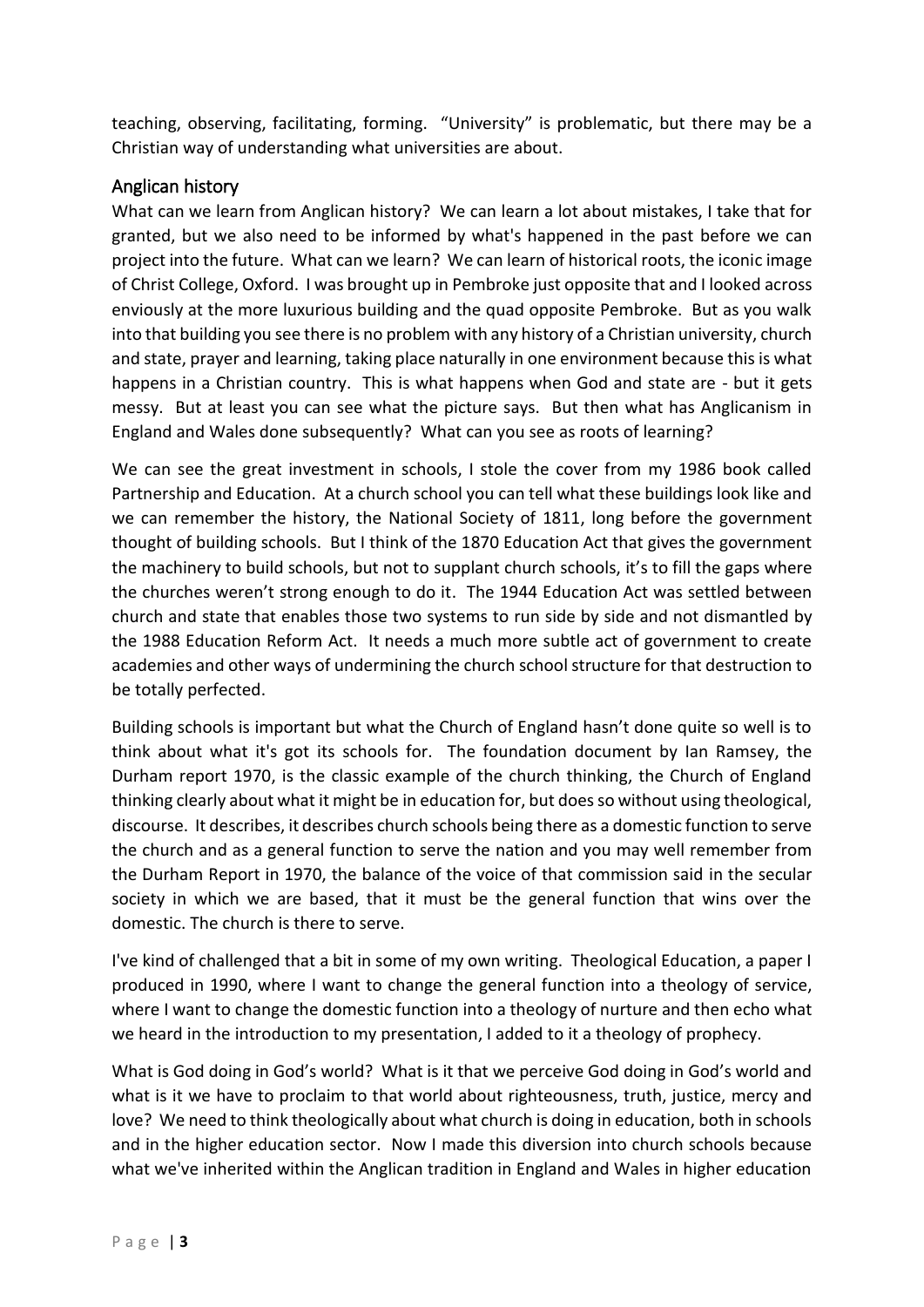teaching, observing, facilitating, forming. "University" is problematic, but there may be a Christian way of understanding what universities are about.

## Anglican history

What can we learn from Anglican history? We can learn a lot about mistakes, I take that for granted, but we also need to be informed by what's happened in the past before we can project into the future. What can we learn? We can learn of historical roots, the iconic image of Christ College, Oxford. I was brought up in Pembroke just opposite that and I looked across enviously at the more luxurious building and the quad opposite Pembroke. But as you walk into that building you see there is no problem with any history of a Christian university, church and state, prayer and learning, taking place naturally in one environment because this is what happens in a Christian country. This is what happens when God and state are - but it gets messy. But at least you can see what the picture says. But then what has Anglicanism in England and Wales done subsequently? What can you see as roots of learning?

We can see the great investment in schools, I stole the cover from my 1986 book called Partnership and Education. At a church school you can tell what these buildings look like and we can remember the history, the National Society of 1811, long before the government thought of building schools. But I think of the 1870 Education Act that gives the government the machinery to build schools, but not to supplant church schools, it's to fill the gaps where the churches weren't strong enough to do it. The 1944 Education Act was settled between church and state that enables those two systems to run side by side and not dismantled by the 1988 Education Reform Act. It needs a much more subtle act of government to create academies and other ways of undermining the church school structure for that destruction to be totally perfected.

Building schools is important but what the Church of England hasn't done quite so well is to think about what it's got its schools for. The foundation document by Ian Ramsey, the Durham report 1970, is the classic example of the church thinking, the Church of England thinking clearly about what it might be in education for, but does so without using theological, discourse. It describes, it describes church schools being there as a domestic function to serve the church and as a general function to serve the nation and you may well remember from the Durham Report in 1970, the balance of the voice of that commission said in the secular society in which we are based, that it must be the general function that wins over the domestic. The church is there to serve.

I've kind of challenged that a bit in some of my own writing. Theological Education, a paper I produced in 1990, where I want to change the general function into a theology of service, where I want to change the domestic function into a theology of nurture and then echo what we heard in the introduction to my presentation, I added to it a theology of prophecy.

What is God doing in God's world? What is it that we perceive God doing in God's world and what is it we have to proclaim to that world about righteousness, truth, justice, mercy and love? We need to think theologically about what church is doing in education, both in schools and in the higher education sector. Now I made this diversion into church schools because what we've inherited within the Anglican tradition in England and Wales in higher education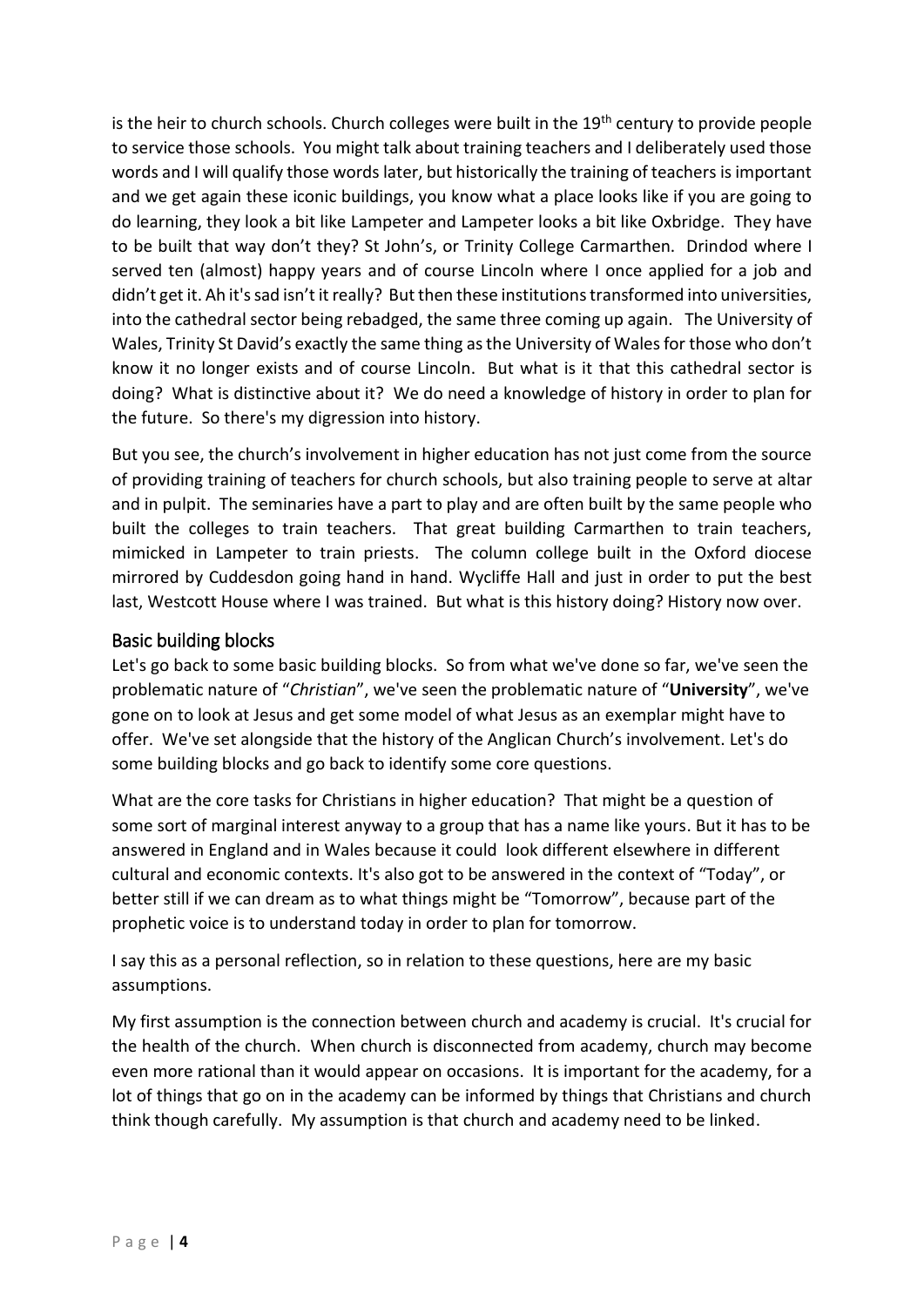is the heir to church schools. Church colleges were built in the 19th century to provide people to service those schools. You might talk about training teachers and I deliberately used those words and I will qualify those words later, but historically the training of teachers is important and we get again these iconic buildings, you know what a place looks like if you are going to do learning, they look a bit like Lampeter and Lampeter looks a bit like Oxbridge. They have to be built that way don't they? St John's, or Trinity College Carmarthen. Drindod where I served ten (almost) happy years and of course Lincoln where I once applied for a job and didn't get it. Ah it's sad isn't it really? But then these institutions transformed into universities, into the cathedral sector being rebadged, the same three coming up again. The University of Wales, Trinity St David's exactly the same thing as the University of Wales for those who don't know it no longer exists and of course Lincoln. But what is it that this cathedral sector is doing? What is distinctive about it? We do need a knowledge of history in order to plan for the future. So there's my digression into history.

But you see, the church's involvement in higher education has not just come from the source of providing training of teachers for church schools, but also training people to serve at altar and in pulpit. The seminaries have a part to play and are often built by the same people who built the colleges to train teachers. That great building Carmarthen to train teachers, mimicked in Lampeter to train priests. The column college built in the Oxford diocese mirrored by Cuddesdon going hand in hand. Wycliffe Hall and just in order to put the best last, Westcott House where I was trained. But what is this history doing? History now over.

## Basic building blocks

Let's go back to some basic building blocks. So from what we've done so far, we've seen the problematic nature of "*Christian*", we've seen the problematic nature of "**University**", we've gone on to look at Jesus and get some model of what Jesus as an exemplar might have to offer. We've set alongside that the history of the Anglican Church's involvement. Let's do some building blocks and go back to identify some core questions.

What are the core tasks for Christians in higher education? That might be a question of some sort of marginal interest anyway to a group that has a name like yours. But it has to be answered in England and in Wales because it could look different elsewhere in different cultural and economic contexts. It's also got to be answered in the context of "Today", or better still if we can dream as to what things might be "Tomorrow", because part of the prophetic voice is to understand today in order to plan for tomorrow.

I say this as a personal reflection, so in relation to these questions, here are my basic assumptions.

My first assumption is the connection between church and academy is crucial. It's crucial for the health of the church. When church is disconnected from academy, church may become even more rational than it would appear on occasions. It is important for the academy, for a lot of things that go on in the academy can be informed by things that Christians and church think though carefully. My assumption is that church and academy need to be linked.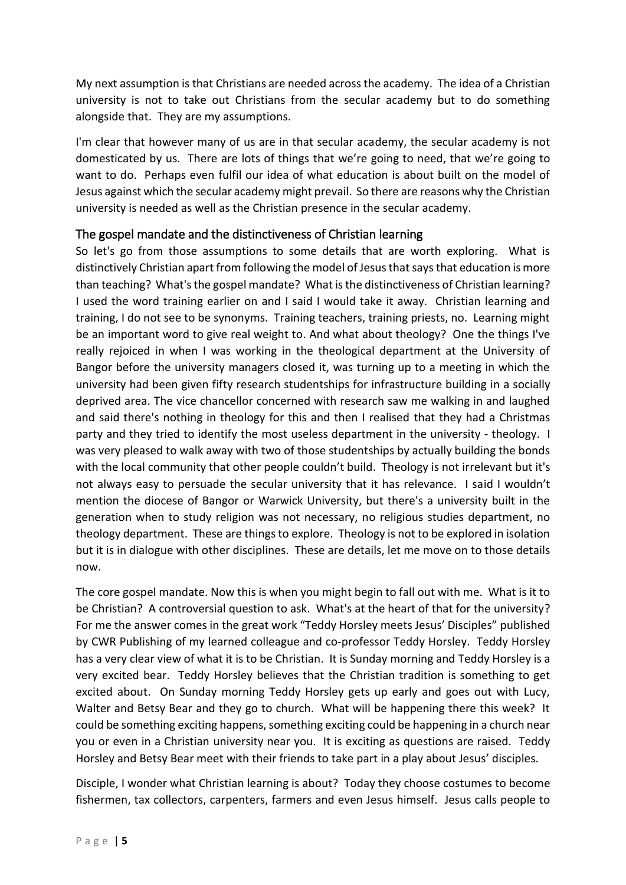My next assumption is that Christians are needed across the academy. The idea of a Christian university is not to take out Christians from the secular academy but to do something alongside that. They are my assumptions.

I'm clear that however many of us are in that secular academy, the secular academy is not domesticated by us. There are lots of things that we're going to need, that we're going to want to do. Perhaps even fulfil our idea of what education is about built on the model of Jesus against which the secular academy might prevail. So there are reasons why the Christian university is needed as well as the Christian presence in the secular academy.

## The gospel mandate and the distinctiveness of Christian learning

So let's go from those assumptions to some details that are worth exploring. What is distinctively Christian apart from following the model of Jesus that says that education is more than teaching? What's the gospel mandate? What is the distinctiveness of Christian learning? I used the word training earlier on and I said I would take it away. Christian learning and training, I do not see to be synonyms. Training teachers, training priests, no. Learning might be an important word to give real weight to. And what about theology? One the things I've really rejoiced in when I was working in the theological department at the University of Bangor before the university managers closed it, was turning up to a meeting in which the university had been given fifty research studentships for infrastructure building in a socially deprived area. The vice chancellor concerned with research saw me walking in and laughed and said there's nothing in theology for this and then I realised that they had a Christmas party and they tried to identify the most useless department in the university - theology. I was very pleased to walk away with two of those studentships by actually building the bonds with the local community that other people couldn't build. Theology is not irrelevant but it's not always easy to persuade the secular university that it has relevance. I said I wouldn't mention the diocese of Bangor or Warwick University, but there's a university built in the generation when to study religion was not necessary, no religious studies department, no theology department. These are things to explore. Theology is not to be explored in isolation but it is in dialogue with other disciplines. These are details, let me move on to those details now.

The core gospel mandate. Now this is when you might begin to fall out with me. What is it to be Christian? A controversial question to ask. What's at the heart of that for the university? For me the answer comes in the great work "Teddy Horsley meets Jesus' Disciples" published by CWR Publishing of my learned colleague and co-professor Teddy Horsley. Teddy Horsley has a very clear view of what it is to be Christian. It is Sunday morning and Teddy Horsley is a very excited bear. Teddy Horsley believes that the Christian tradition is something to get excited about. On Sunday morning Teddy Horsley gets up early and goes out with Lucy, Walter and Betsy Bear and they go to church. What will be happening there this week? It could be something exciting happens, something exciting could be happening in a church near you or even in a Christian university near you. It is exciting as questions are raised. Teddy Horsley and Betsy Bear meet with their friends to take part in a play about Jesus' disciples.

Disciple, I wonder what Christian learning is about? Today they choose costumes to become fishermen, tax collectors, carpenters, farmers and even Jesus himself. Jesus calls people to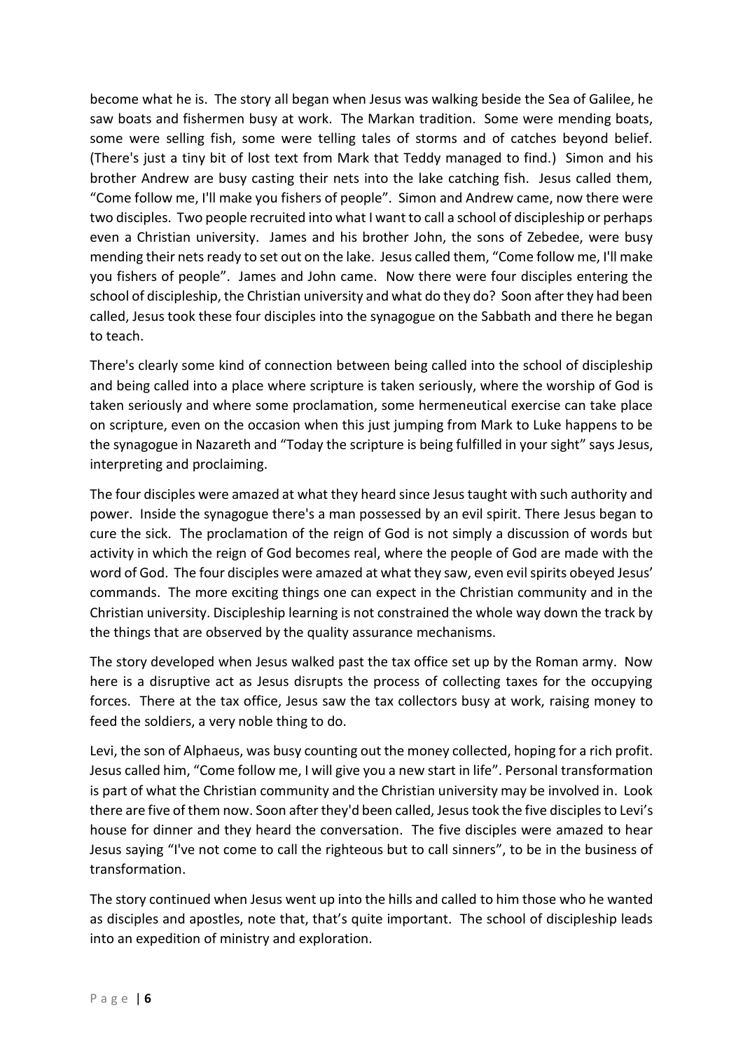become what he is. The story all began when Jesus was walking beside the Sea of Galilee, he saw boats and fishermen busy at work. The Markan tradition. Some were mending boats, some were selling fish, some were telling tales of storms and of catches beyond belief. (There's just a tiny bit of lost text from Mark that Teddy managed to find.) Simon and his brother Andrew are busy casting their nets into the lake catching fish. Jesus called them, "Come follow me, I'll make you fishers of people". Simon and Andrew came, now there were two disciples. Two people recruited into what I want to call a school of discipleship or perhaps even a Christian university. James and his brother John, the sons of Zebedee, were busy mending their nets ready to set out on the lake. Jesus called them, "Come follow me, I'll make you fishers of people". James and John came. Now there were four disciples entering the school of discipleship, the Christian university and what do they do? Soon after they had been called, Jesus took these four disciples into the synagogue on the Sabbath and there he began to teach.

There's clearly some kind of connection between being called into the school of discipleship and being called into a place where scripture is taken seriously, where the worship of God is taken seriously and where some proclamation, some hermeneutical exercise can take place on scripture, even on the occasion when this just jumping from Mark to Luke happens to be the synagogue in Nazareth and "Today the scripture is being fulfilled in your sight" says Jesus, interpreting and proclaiming.

The four disciples were amazed at what they heard since Jesus taught with such authority and power. Inside the synagogue there's a man possessed by an evil spirit. There Jesus began to cure the sick. The proclamation of the reign of God is not simply a discussion of words but activity in which the reign of God becomes real, where the people of God are made with the word of God. The four disciples were amazed at what they saw, even evil spirits obeyed Jesus' commands. The more exciting things one can expect in the Christian community and in the Christian university. Discipleship learning is not constrained the whole way down the track by the things that are observed by the quality assurance mechanisms.

The story developed when Jesus walked past the tax office set up by the Roman army. Now here is a disruptive act as Jesus disrupts the process of collecting taxes for the occupying forces. There at the tax office, Jesus saw the tax collectors busy at work, raising money to feed the soldiers, a very noble thing to do.

Levi, the son of Alphaeus, was busy counting out the money collected, hoping for a rich profit. Jesus called him, "Come follow me, I will give you a new start in life". Personal transformation is part of what the Christian community and the Christian university may be involved in. Look there are five of them now. Soon after they'd been called, Jesus took the five disciples to Levi's house for dinner and they heard the conversation. The five disciples were amazed to hear Jesus saying "I've not come to call the righteous but to call sinners", to be in the business of transformation.

The story continued when Jesus went up into the hills and called to him those who he wanted as disciples and apostles, note that, that's quite important. The school of discipleship leads into an expedition of ministry and exploration.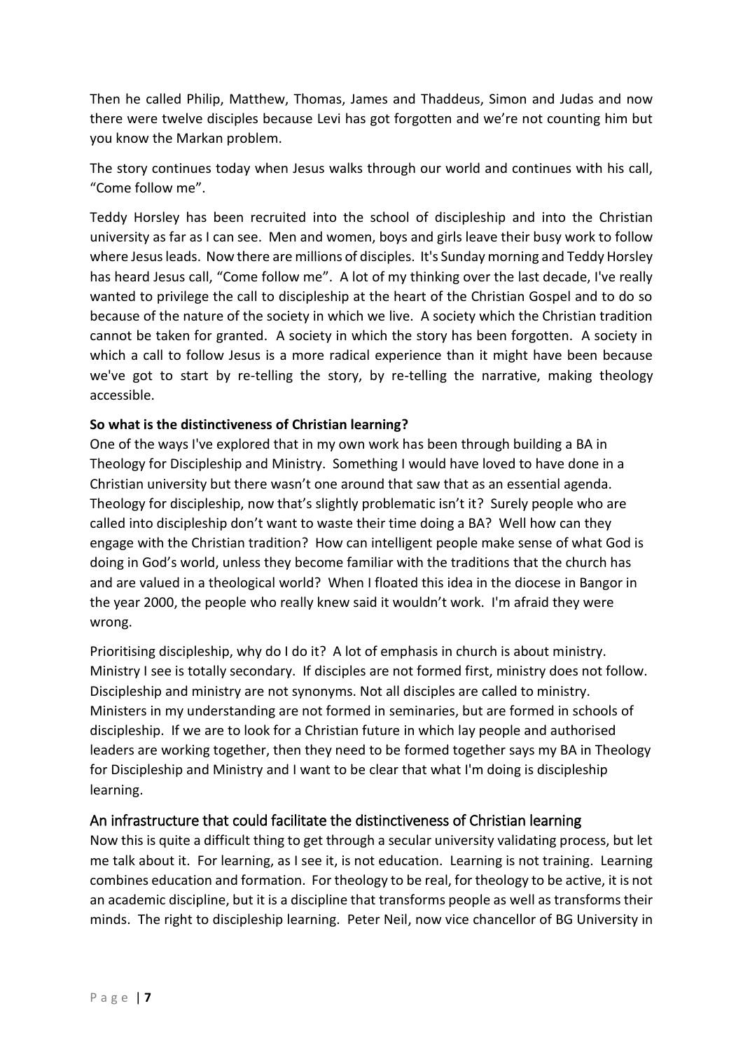Then he called Philip, Matthew, Thomas, James and Thaddeus, Simon and Judas and now there were twelve disciples because Levi has got forgotten and we're not counting him but you know the Markan problem.

The story continues today when Jesus walks through our world and continues with his call, "Come follow me".

Teddy Horsley has been recruited into the school of discipleship and into the Christian university as far as I can see. Men and women, boys and girls leave their busy work to follow where Jesus leads. Now there are millions of disciples. It's Sunday morning and Teddy Horsley has heard Jesus call, "Come follow me". A lot of my thinking over the last decade, I've really wanted to privilege the call to discipleship at the heart of the Christian Gospel and to do so because of the nature of the society in which we live. A society which the Christian tradition cannot be taken for granted. A society in which the story has been forgotten. A society in which a call to follow Jesus is a more radical experience than it might have been because we've got to start by re-telling the story, by re-telling the narrative, making theology accessible.

**So what is the distinctiveness of Christian learning?**

One of the ways I've explored that in my own work has been through building a BA in Theology for Discipleship and Ministry. Something I would have loved to have done in a Christian university but there wasn't one around that saw that as an essential agenda. Theology for discipleship, now that's slightly problematic isn't it? Surely people who are called into discipleship don't want to waste their time doing a BA? Well how can they engage with the Christian tradition? How can intelligent people make sense of what God is doing in God's world, unless they become familiar with the traditions that the church has and are valued in a theological world? When I floated this idea in the diocese in Bangor in the year 2000, the people who really knew said it wouldn't work. I'm afraid they were wrong.

Prioritising discipleship, why do I do it? A lot of emphasis in church is about ministry. Ministry I see is totally secondary. If disciples are not formed first, ministry does not follow. Discipleship and ministry are not synonyms. Not all disciples are called to ministry. Ministers in my understanding are not formed in seminaries, but are formed in schools of discipleship. If we are to look for a Christian future in which lay people and authorised leaders are working together, then they need to be formed together says my BA in Theology for Discipleship and Ministry and I want to be clear that what I'm doing is discipleship learning.

## An infrastructure that could facilitate the distinctiveness of Christian learning

Now this is quite a difficult thing to get through a secular university validating process, but let me talk about it. For learning, as I see it, is not education. Learning is not training. Learning combines education and formation. For theology to be real, for theology to be active, it is not an academic discipline, but it is a discipline that transforms people as well as transforms their minds. The right to discipleship learning. Peter Neil, now vice chancellor of BG University in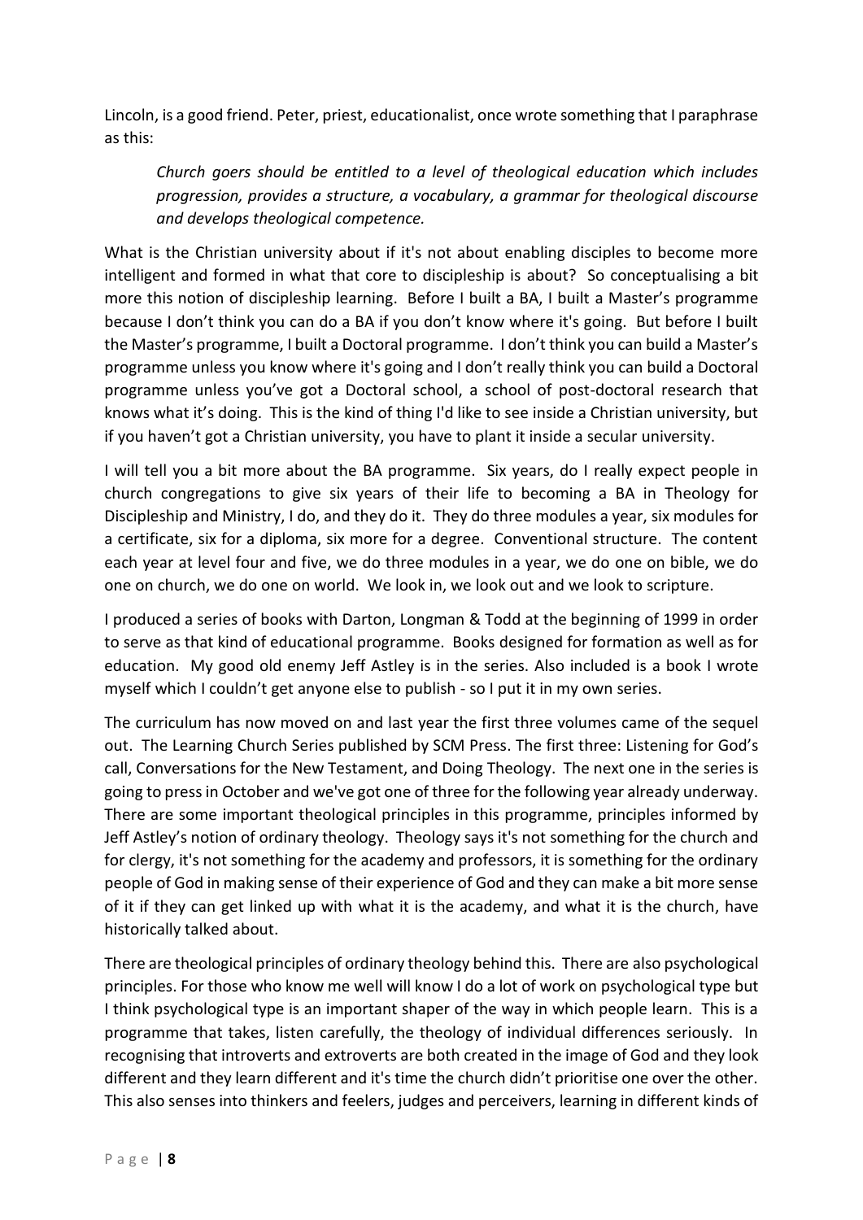Lincoln, is a good friend. Peter, priest, educationalist, once wrote something that I paraphrase as this:

> *Church goers should be entitled to a level of theological education which includes progression, provides a structure, a vocabulary, a grammar for theological discourse and develops theological competence.*

What is the Christian university about if it's not about enabling disciples to become more intelligent and formed in what that core to discipleship is about? So conceptualising a bit more this notion of discipleship learning. Before I built a BA, I built a Master's programme because I don't think you can do a BA if you don't know where it's going. But before I built the Master's programme, I built a Doctoral programme. I don't think you can build a Master's programme unless you know where it's going and I don't really think you can build a Doctoral programme unless you've got a Doctoral school, a school of post-doctoral research that knows what it's doing. This is the kind of thing I'd like to see inside a Christian university, but if you haven't got a Christian university, you have to plant it inside a secular university.

I will tell you a bit more about the BA programme. Six years, do I really expect people in church congregations to give six years of their life to becoming a BA in Theology for Discipleship and Ministry, I do, and they do it. They do three modules a year, six modules for a certificate, six for a diploma, six more for a degree. Conventional structure. The content each year at level four and five, we do three modules in a year, we do one on bible, we do one on church, we do one on world. We look in, we look out and we look to scripture.

I produced a series of books with Darton, Longman & Todd at the beginning of 1999 in order to serve as that kind of educational programme. Books designed for formation as well as for education. My good old enemy Jeff Astley is in the series. Also included is a book I wrote myself which I couldn't get anyone else to publish - so I put it in my own series.

The curriculum has now moved on and last year the first three volumes came of the sequel out. The Learning Church Series published by SCM Press. The first three: Listening for God's call, Conversations for the New Testament, and Doing Theology. The next one in the series is going to press in October and we've got one of three for the following year already underway. There are some important theological principles in this programme, principles informed by Jeff Astley's notion of ordinary theology. Theology says it's not something for the church and for clergy, it's not something for the academy and professors, it is something for the ordinary people of God in making sense of their experience of God and they can make a bit more sense of it if they can get linked up with what it is the academy, and what it is the church, have historically talked about.

There are theological principles of ordinary theology behind this. There are also psychological principles. For those who know me well will know I do a lot of work on psychological type but I think psychological type is an important shaper of the way in which people learn. This is a programme that takes, listen carefully, the theology of individual differences seriously. In recognising that introverts and extroverts are both created in the image of God and they look different and they learn different and it's time the church didn't prioritise one over the other. This also senses into thinkers and feelers, judges and perceivers, learning in different kinds of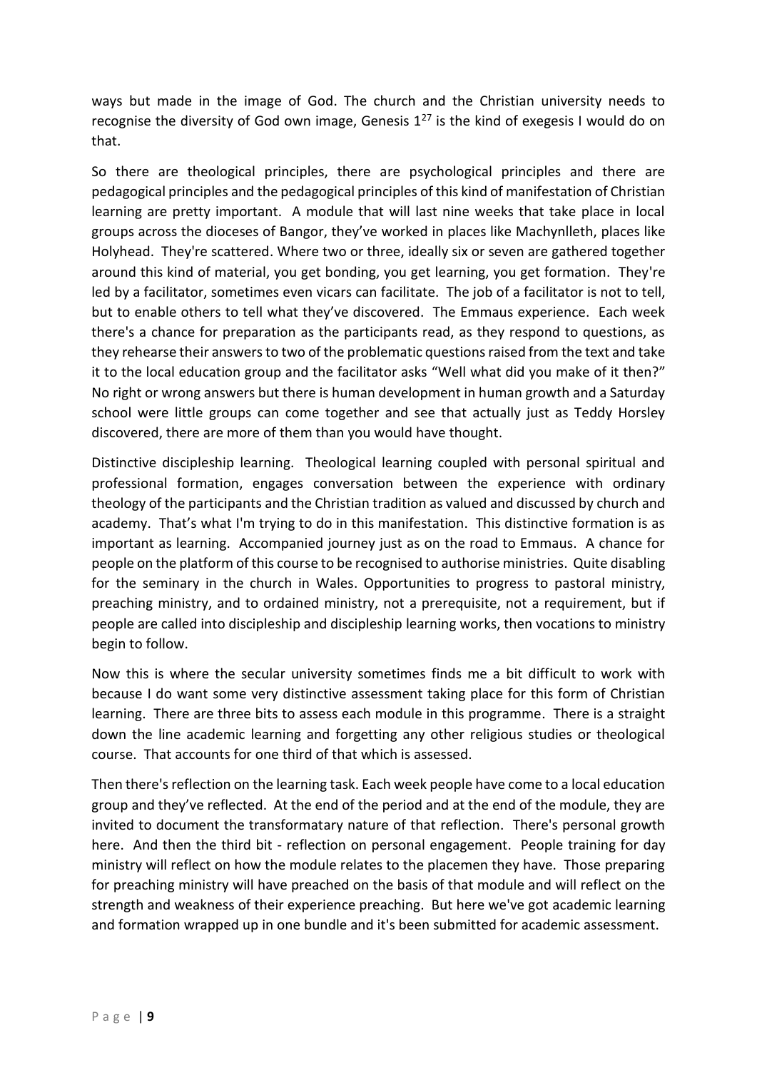ways but made in the image of God. The church and the Christian university needs to recognise the diversity of God own image, Genesis 1[27] is the kind of exegesis I would do on that.

So there are theological principles, there are psychological principles and there are pedagogical principles and the pedagogical principles of this kind of manifestation of Christian learning are pretty important. A module that will last nine weeks that take place in local groups across the dioceses of Bangor, they've worked in places like Machynlleth, places like Holyhead. They're scattered. Where two or three, ideally six or seven are gathered together around this kind of material, you get bonding, you get learning, you get formation. They're led by a facilitator, sometimes even vicars can facilitate. The job of a facilitator is not to tell, but to enable others to tell what they've discovered. The Emmaus experience. Each week there's a chance for preparation as the participants read, as they respond to questions, as they rehearse their answers to two of the problematic questions raised from the text and take it to the local education group and the facilitator asks "Well what did you make of it then?" No right or wrong answers but there is human development in human growth and a Saturday school were little groups can come together and see that actually just as Teddy Horsley discovered, there are more of them than you would have thought.

Distinctive discipleship learning. Theological learning coupled with personal spiritual and professional formation, engages conversation between the experience with ordinary theology of the participants and the Christian tradition as valued and discussed by church and academy. That's what I'm trying to do in this manifestation. This distinctive formation is as important as learning. Accompanied journey just as on the road to Emmaus. A chance for people on the platform of this course to be recognised to authorise ministries. Quite disabling for the seminary in the church in Wales. Opportunities to progress to pastoral ministry, preaching ministry, and to ordained ministry, not a prerequisite, not a requirement, but if people are called into discipleship and discipleship learning works, then vocations to ministry begin to follow.

Now this is where the secular university sometimes finds me a bit difficult to work with because I do want some very distinctive assessment taking place for this form of Christian learning. There are three bits to assess each module in this programme. There is a straight down the line academic learning and forgetting any other religious studies or theological course. That accounts for one third of that which is assessed.

Then there's reflection on the learning task. Each week people have come to a local education group and they've reflected. At the end of the period and at the end of the module, they are invited to document the transformatary nature of that reflection. There's personal growth here. And then the third bit - reflection on personal engagement. People training for day ministry will reflect on how the module relates to the placemen they have. Those preparing for preaching ministry will have preached on the basis of that module and will reflect on the strength and weakness of their experience preaching. But here we've got academic learning and formation wrapped up in one bundle and it's been submitted for academic assessment.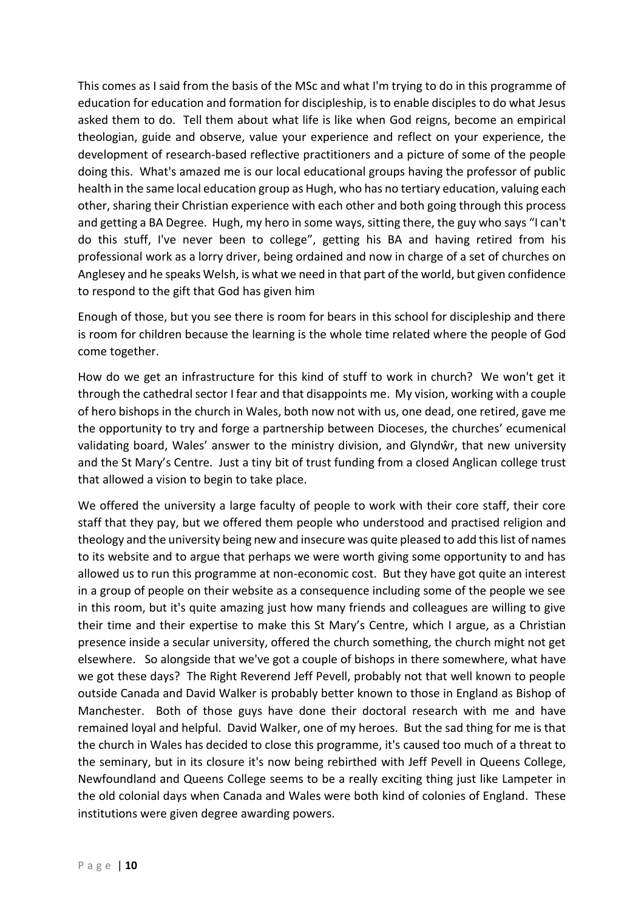This comes as I said from the basis of the MSc and what I'm trying to do in this programme of education for education and formation for discipleship, is to enable disciples to do what Jesus asked them to do. Tell them about what life is like when God reigns, become an empirical theologian, guide and observe, value your experience and reflect on your experience, the development of research-based reflective practitioners and a picture of some of the people doing this. What's amazed me is our local educational groups having the professor of public health in the same local education group as Hugh, who has no tertiary education, valuing each other, sharing their Christian experience with each other and both going through this process and getting a BA Degree. Hugh, my hero in some ways, sitting there, the guy who says "I can't do this stuff, I've never been to college", getting his BA and having retired from his professional work as a lorry driver, being ordained and now in charge of a set of churches on Anglesey and he speaks Welsh, is what we need in that part of the world, but given confidence to respond to the gift that God has given him

Enough of those, but you see there is room for bears in this school for discipleship and there is room for children because the learning is the whole time related where the people of God come together.

How do we get an infrastructure for this kind of stuff to work in church? We won't get it through the cathedral sector I fear and that disappoints me. My vision, working with a couple of hero bishops in the church in Wales, both now not with us, one dead, one retired, gave me the opportunity to try and forge a partnership between Dioceses, the churches' ecumenical validating board, Wales' answer to the ministry division, and Glyndŵr, that new university and the St Mary's Centre. Just a tiny bit of trust funding from a closed Anglican college trust that allowed a vision to begin to take place.

We offered the university a large faculty of people to work with their core staff, their core staff that they pay, but we offered them people who understood and practised religion and theology and the university being new and insecure was quite pleased to add this list of names to its website and to argue that perhaps we were worth giving some opportunity to and has allowed us to run this programme at non-economic cost. But they have got quite an interest in a group of people on their website as a consequence including some of the people we see in this room, but it's quite amazing just how many friends and colleagues are willing to give their time and their expertise to make this St Mary's Centre, which I argue, as a Christian presence inside a secular university, offered the church something, the church might not get elsewhere. So alongside that we've got a couple of bishops in there somewhere, what have we got these days? The Right Reverend Jeff Pevell, probably not that well known to people outside Canada and David Walker is probably better known to those in England as Bishop of Manchester. Both of those guys have done their doctoral research with me and have remained loyal and helpful. David Walker, one of my heroes. But the sad thing for me is that the church in Wales has decided to close this programme, it's caused too much of a threat to the seminary, but in its closure it's now being rebirthed with Jeff Pevell in Queens College, Newfoundland and Queens College seems to be a really exciting thing just like Lampeter in the old colonial days when Canada and Wales were both kind of colonies of England. These institutions were given degree awarding powers.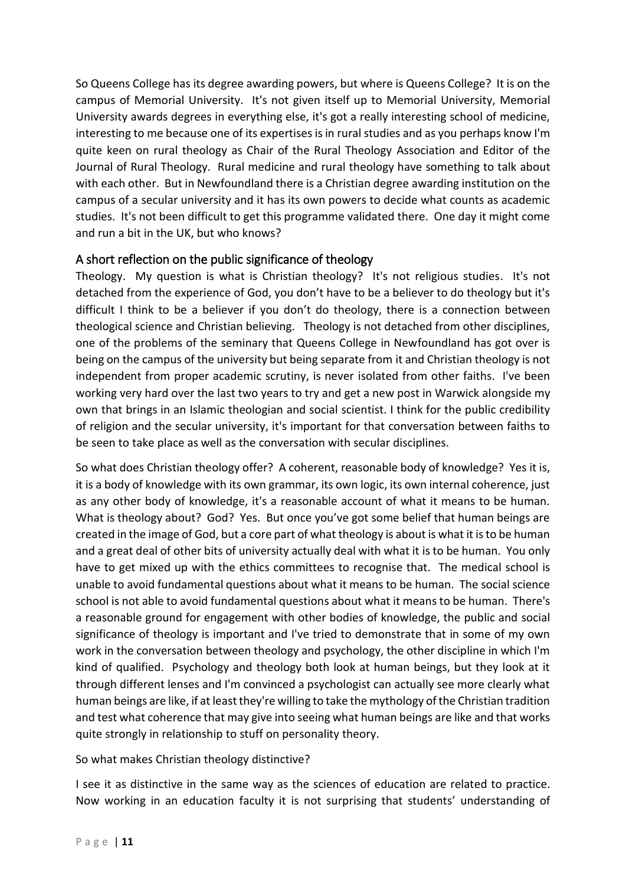So Queens College has its degree awarding powers, but where is Queens College? It is on the campus of Memorial University. It's not given itself up to Memorial University, Memorial University awards degrees in everything else, it's got a really interesting school of medicine, interesting to me because one of its expertises is in rural studies and as you perhaps know I'm quite keen on rural theology as Chair of the Rural Theology Association and Editor of the Journal of Rural Theology. Rural medicine and rural theology have something to talk about with each other. But in Newfoundland there is a Christian degree awarding institution on the campus of a secular university and it has its own powers to decide what counts as academic studies. It's not been difficult to get this programme validated there. One day it might come and run a bit in the UK, but who knows?

## A short reflection on the public significance of theology

Theology. My question is what is Christian theology? It's not religious studies. It's not detached from the experience of God, you don't have to be a believer to do theology but it's difficult I think to be a believer if you don't do theology, there is a connection between theological science and Christian believing. Theology is not detached from other disciplines, one of the problems of the seminary that Queens College in Newfoundland has got over is being on the campus of the university but being separate from it and Christian theology is not independent from proper academic scrutiny, is never isolated from other faiths. I've been working very hard over the last two years to try and get a new post in Warwick alongside my own that brings in an Islamic theologian and social scientist. I think for the public credibility of religion and the secular university, it's important for that conversation between faiths to be seen to take place as well as the conversation with secular disciplines.

So what does Christian theology offer? A coherent, reasonable body of knowledge? Yes it is, it is a body of knowledge with its own grammar, its own logic, its own internal coherence, just as any other body of knowledge, it's a reasonable account of what it means to be human. What is theology about? God? Yes. But once you've got some belief that human beings are created in the image of God, but a core part of what theology is about is what it is to be human and a great deal of other bits of university actually deal with what it is to be human. You only have to get mixed up with the ethics committees to recognise that. The medical school is unable to avoid fundamental questions about what it means to be human. The social science school is not able to avoid fundamental questions about what it means to be human. There's a reasonable ground for engagement with other bodies of knowledge, the public and social significance of theology is important and I've tried to demonstrate that in some of my own work in the conversation between theology and psychology, the other discipline in which I'm kind of qualified. Psychology and theology both look at human beings, but they look at it through different lenses and I'm convinced a psychologist can actually see more clearly what human beings are like, if at least they're willing to take the mythology of the Christian tradition and test what coherence that may give into seeing what human beings are like and that works quite strongly in relationship to stuff on personality theory.

So what makes Christian theology distinctive?

I see it as distinctive in the same way as the sciences of education are related to practice. Now working in an education faculty it is not surprising that students' understanding of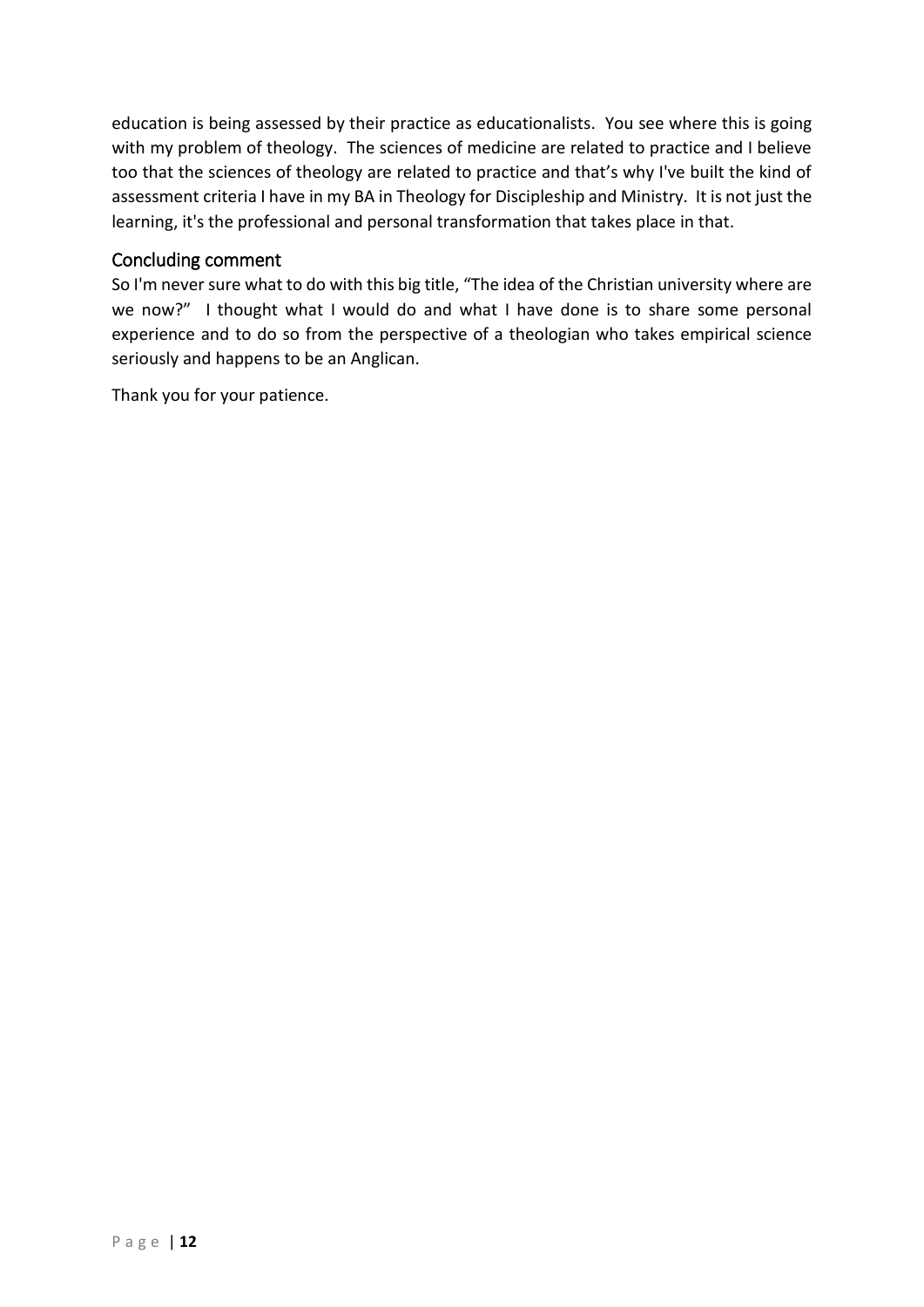education is being assessed by their practice as educationalists. You see where this is going with my problem of theology. The sciences of medicine are related to practice and I believe too that the sciences of theology are related to practice and that's why I've built the kind of assessment criteria I have in my BA in Theology for Discipleship and Ministry. It is not just the learning, it's the professional and personal transformation that takes place in that.

## Concluding comment

So I'm never sure what to do with this big title, "The idea of the Christian university where are we now?" I thought what I would do and what I have done is to share some personal experience and to do so from the perspective of a theologian who takes empirical science seriously and happens to be an Anglican.

Thank you for your patience.